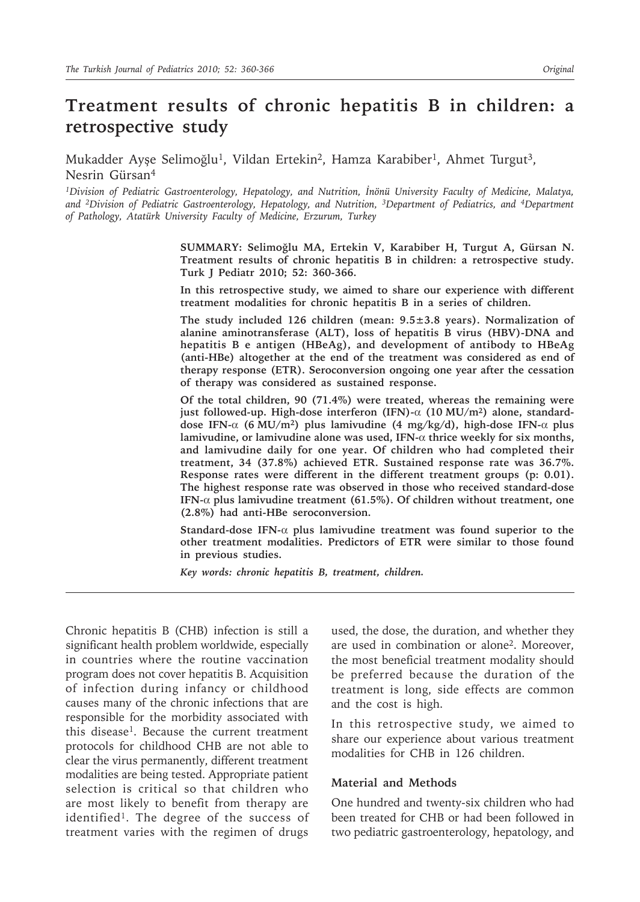# Treatment results of chronic hepatitis B in children: a retrospective study

Mukadder Ayşe Selimoğlu[1], Vildan Ertekin[2], Hamza Karabiber[1], Ahmet Turgut[3], Nesrin Gürsan[4]

[1]Division of Pediatric Gastroenterology, Hepatology, and Nutrition, İnönü University Faculty of Medicine, Malatya, and [2]Division of Pediatric Gastroenterology, Hepatology, and Nutrition, [3]Department of Pediatrics, and [4]Department of Pathology, Atatürk University Faculty of Medicine, Erzurum, Turkey

**SUMMARY: Selimoğlu MA, Ertekin V, Karabiber H, Turgut A, Gürsan N. Treatment results of chronic hepatitis B in children: a retrospective study. Turk J Pediatr 2010; 52: 360-366.**

**In this retrospective study, we aimed to share our experience with different treatment modalities for chronic hepatitis B in a series of children.**

**The study included 126 children (mean: 9.5±3.8 years). Normalization of alanine aminotransferase (ALT), loss of hepatitis B virus (HBV)-DNA and hepatitis B e antigen (HBeAg), and development of antibody to HBeAg (anti-HBe) altogether at the end of the treatment was considered as end of therapy response (ETR). Seroconversion ongoing one year after the cessation of therapy was considered as sustained response.**

**Of the total children, 90 (71.4%) were treated, whereas the remaining were just followed-up. High-dose interferon (IFN)-α (10 MU/m²) alone, standard-dose IFN-α (6 MU/m²) plus lamivudine (4 mg/kg/d), high-dose IFN-α plus lamivudine, or lamivudine alone was used, IFN-α thrice weekly for six months, and lamivudine daily for one year. Of children who had completed their treatment, 34 (37.8%) achieved ETR. Sustained response rate was 36.7%. Response rates were different in the different treatment groups (p: 0.01). The highest response rate was observed in those who received standard-dose IFN-α plus lamivudine treatment (61.5%). Of children without treatment, one (2.8%) had anti-HBe seroconversion.**

**Standard-dose IFN-α plus lamivudine treatment was found superior to the other treatment modalities. Predictors of ETR were similar to those found in previous studies.**

***Key words: chronic hepatitis B, treatment, children.***

Chronic hepatitis B (CHB) infection is still a significant health problem worldwide, especially in countries where the routine vaccination program does not cover hepatitis B. Acquisition of infection during infancy or childhood causes many of the chronic infections that are responsible for the morbidity associated with this disease[1]. Because the current treatment protocols for childhood CHB are not able to clear the virus permanently, different treatment modalities are being tested. Appropriate patient selection is critical so that children who are most likely to benefit from therapy are identified[1]. The degree of the success of treatment varies with the regimen of drugs used, the dose, the duration, and whether they are used in combination or alone[2]. Moreover, the most beneficial treatment modality should be preferred because the duration of the treatment is long, side effects are common and the cost is high.

In this retrospective study, we aimed to share our experience about various treatment modalities for CHB in 126 children.

## Material and Methods

One hundred and twenty-six children who had been treated for CHB or had been followed in two pediatric gastroenterology, hepatology, and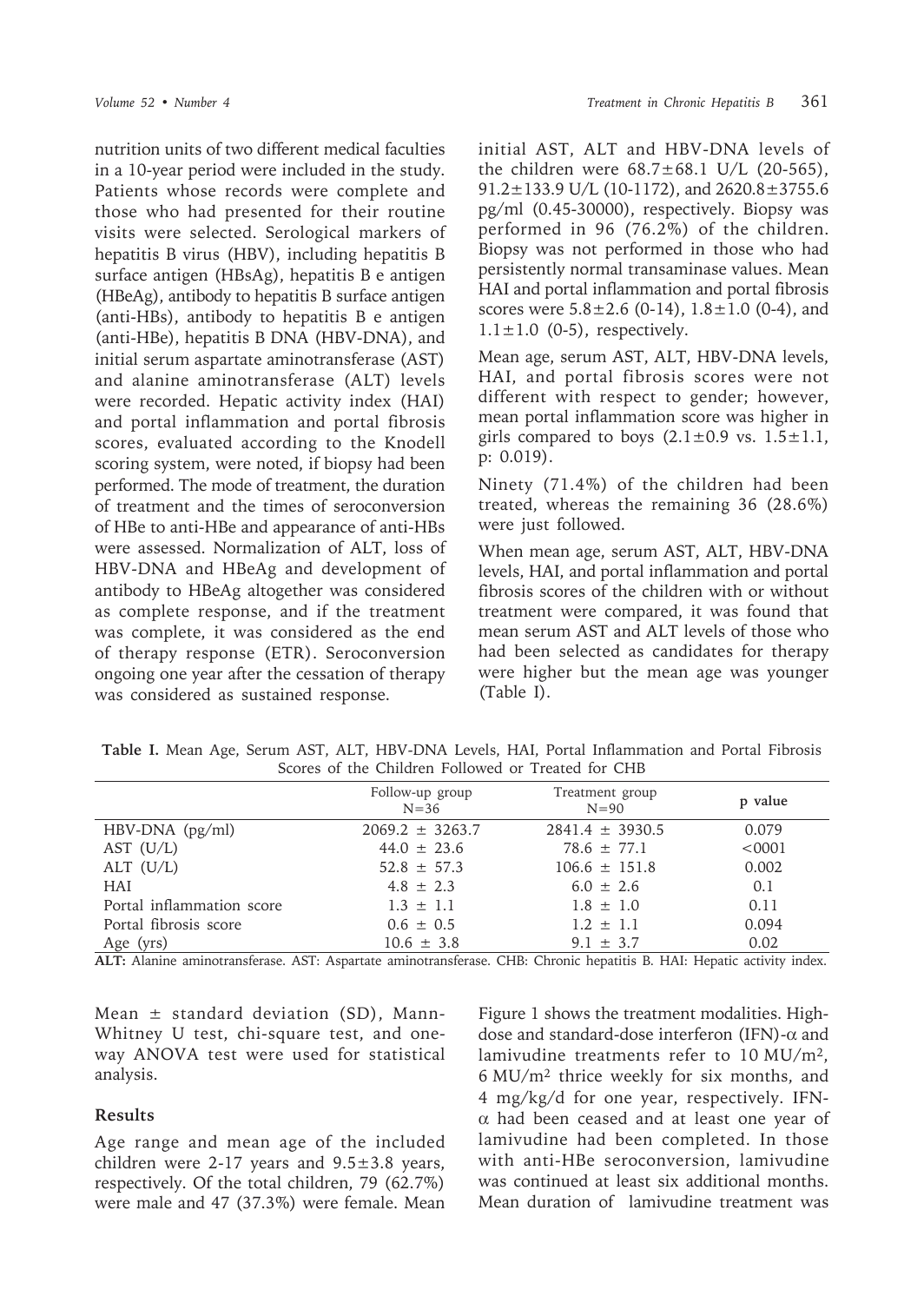nutrition units of two different medical faculties in a 10-year period were included in the study. Patients whose records were complete and those who had presented for their routine visits were selected. Serological markers of hepatitis B virus (HBV), including hepatitis B surface antigen (HBsAg), hepatitis B e antigen (HBeAg), antibody to hepatitis B surface antigen (anti-HBs), antibody to hepatitis B e antigen (anti-HBe), hepatitis B DNA (HBV-DNA), and initial serum aspartate aminotransferase (AST) and alanine aminotransferase (ALT) levels were recorded. Hepatic activity index (HAI) and portal inflammation and portal fibrosis scores, evaluated according to the Knodell scoring system, were noted, if biopsy had been performed. The mode of treatment, the duration of treatment and the times of seroconversion of HBe to anti-HBe and appearance of anti-HBs were assessed. Normalization of ALT, loss of HBV-DNA and HBeAg and development of antibody to HBeAg altogether was considered as complete response, and if the treatment was complete, it was considered as the end of therapy response (ETR). Seroconversion ongoing one year after the cessation of therapy was considered as sustained response.

Mean ± standard deviation (SD), Mann-Whitney U test, chi-square test, and one-way ANOVA test were used for statistical analysis.

## Results

Age range and mean age of the included children were 2-17 years and 9.5±3.8 years, respectively. Of the total children, 79 (62.7%) were male and 47 (37.3%) were female. Mean initial AST, ALT and HBV-DNA levels of the children were 68.7±68.1 U/L (20-565), 91.2±133.9 U/L (10-1172), and 2620.8±3755.6 pg/ml (0.45-30000), respectively. Biopsy was performed in 96 (76.2%) of the children. Biopsy was not performed in those who had persistently normal transaminase values. Mean HAI and portal inflammation and portal fibrosis scores were 5.8±2.6 (0-14), 1.8±1.0 (0-4), and 1.1±1.0 (0-5), respectively.

Mean age, serum AST, ALT, HBV-DNA levels, HAI, and portal fibrosis scores were not different with respect to gender; however, mean portal inflammation score was higher in girls compared to boys (2.1±0.9 vs. 1.5±1.1, p: 0.019).

Ninety (71.4%) of the children had been treated, whereas the remaining 36 (28.6%) were just followed.

When mean age, serum AST, ALT, HBV-DNA levels, HAI, and portal inflammation and portal fibrosis scores of the children with or without treatment were compared, it was found that mean serum AST and ALT levels of those who had been selected as candidates for therapy were higher but the mean age was younger (Table I).

**Table I.** Mean Age, Serum AST, ALT, HBV-DNA Levels, HAI, Portal Inflammation and Portal Fibrosis Scores of the Children Followed or Treated for CHB

| | Follow-up group N=36 | Treatment group N=90 | p value |
|---|---|---|---|
| HBV-DNA (pg/ml) | 2069.2 ± 3263.7 | 2841.4 ± 3930.5 | 0.079 |
| AST (U/L) | 44.0 ± 23.6 | 78.6 ± 77.1 | <0001 |
| ALT (U/L) | 52.8 ± 57.3 | 106.6 ± 151.8 | 0.002 |
| HAI | 4.8 ± 2.3 | 6.0 ± 2.6 | 0.1 |
| Portal inflammation score | 1.3 ± 1.1 | 1.8 ± 1.0 | 0.11 |
| Portal fibrosis score | 0.6 ± 0.5 | 1.2 ± 1.1 | 0.094 |
| Age (yrs) | 10.6 ± 3.8 | 9.1 ± 3.7 | 0.02 |

**ALT:** Alanine aminotransferase. AST: Aspartate aminotransferase. CHB: Chronic hepatitis B. HAI: Hepatic activity index.

Figure 1 shows the treatment modalities. High-dose and standard-dose interferon (IFN)-α and lamivudine treatments refer to 10 MU/m$^2$, 6 MU/m$^2$ thrice weekly for six months, and 4 mg/kg/d for one year, respectively. IFN-α had been ceased and at least one year of lamivudine had been completed. In those with anti-HBe seroconversion, lamivudine was continued at least six additional months. Mean duration of lamivudine treatment was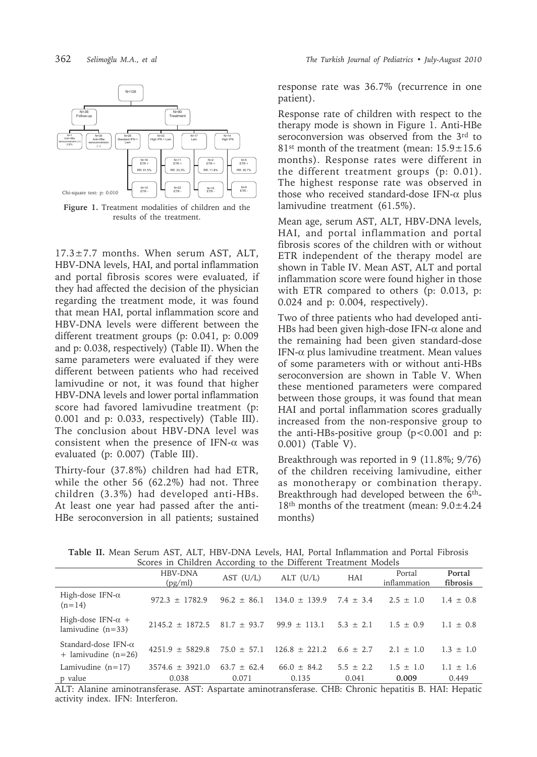N=126

N=36
Follow-up

N=90
Treatment

N=1
Anti-HBe seroconversion (+)
2.8%

N=35
Anti-HBe seroconversion (−)

N=26
Standard IFN + Lam

N=33
High IFN + Lam

N=17
Lam

N=14
High IFN

N=16
ETR +
RR: 61.5%

N=11
ETR +
RR: 33.3%

N=2
ETR +
RR: 11.8%

N=5
ETR +
RR: 35.7%

N=10
ETR -

N=22
ETR -

N=15
ETR -

N=9
ETR -

Chi-square test: p: 0.010

**Figure 1.** Treatment modalities of children and the results of the treatment.

17.3±7.7 months. When serum AST, ALT, HBV-DNA levels, HAI, and portal inflammation and portal fibrosis scores were evaluated, if they had affected the decision of the physician regarding the treatment mode, it was found that mean HAI, portal inflammation score and HBV-DNA levels were different between the different treatment groups (p: 0.041, p: 0.009 and p: 0.038, respectively) (Table II). When the same parameters were evaluated if they were different between patients who had received lamivudine or not, it was found that higher HBV-DNA levels and lower portal inflammation score had favored lamivudine treatment (p: 0.001 and p: 0.033, respectively) (Table III). The conclusion about HBV-DNA level was consistent when the presence of IFN-α was evaluated (p: 0.007) (Table III).

Thirty-four (37.8%) children had had ETR, while the other 56 (62.2%) had not. Three children (3.3%) had developed anti-HBs. At least one year had passed after the anti-HBe seroconversion in all patients; sustained response rate was 36.7% (recurrence in one patient).

Response rate of children with respect to the therapy mode is shown in Figure 1. Anti-HBe seroconversion was observed from the 3[rd] to 81[st] month of the treatment (mean: 15.9±15.6 months). Response rates were different in the different treatment groups (p: 0.01). The highest response rate was observed in those who received standard-dose IFN-α plus lamivudine treatment (61.5%).

Mean age, serum AST, ALT, HBV-DNA levels, HAI, and portal inflammation and portal fibrosis scores of the children with or without ETR independent of the therapy model are shown in Table IV. Mean AST, ALT and portal inflammation score were found higher in those with ETR compared to others (p: 0.013, p: 0.024 and p: 0.004, respectively).

Two of three patients who had developed anti-HBs had been given high-dose IFN-α alone and the remaining had been given standard-dose IFN-α plus lamivudine treatment. Mean values of some parameters with or without anti-HBs seroconversion are shown in Table V. When these mentioned parameters were compared between those groups, it was found that mean HAI and portal inflammation scores gradually increased from the non-responsive group to the anti-HBs-positive group (p<0.001 and p: 0.001) (Table V).

Breakthrough was reported in 9 (11.8%; 9/76) of the children receiving lamivudine, either as monotherapy or combination therapy. Breakthrough had developed between the 6[th]-18[th] months of the treatment (mean: 9.0±4.24 months)

**Table II.** Mean Serum AST, ALT, HBV-DNA Levels, HAI, Portal Inflammation and Portal Fibrosis Scores in Children According to the Different Treatment Models

| | HBV-DNA (pg/ml) | AST (U/L) | ALT (U/L) | HAI | Portal inflammation | **Portal fibrosis** |
|---|---|---|---|---|---|---|
| High-dose IFN-α (n=14) | 972.3 ± 1782.9 | 96.2 ± 86.1 | 134.0 ± 139.9 | 7.4 ± 3.4 | 2.5 ± 1.0 | 1.4 ± 0.8 |
| High-dose IFN-α + lamivudine (n=33) | 2145.2 ± 1872.5 | 81.7 ± 93.7 | 99.9 ± 113.1 | 5.3 ± 2.1 | 1.5 ± 0.9 | 1.1 ± 0.8 |
| Standard-dose IFN-α + lamivudine (n=26) | 4251.9 ± 5829.8 | 75.0 ± 57.1 | 126.8 ± 221.2 | 6.6 ± 2.7 | 2.1 ± 1.0 | 1.3 ± 1.0 |
| Lamivudine (n=17) | 3574.6 ± 3921.0 | 63.7 ± 62.4 | 66.0 ± 84.2 | 5.5 ± 2.2 | 1.5 ± 1.0 | 1.1 ± 1.6 |
| p value | 0.038 | 0.071 | 0.135 | 0.041 | **0.009** | 0.449 |

ALT: Alanine aminotransferase. AST: Aspartate aminotransferase. CHB: Chronic hepatitis B. HAI: Hepatic activity index. IFN: Interferon.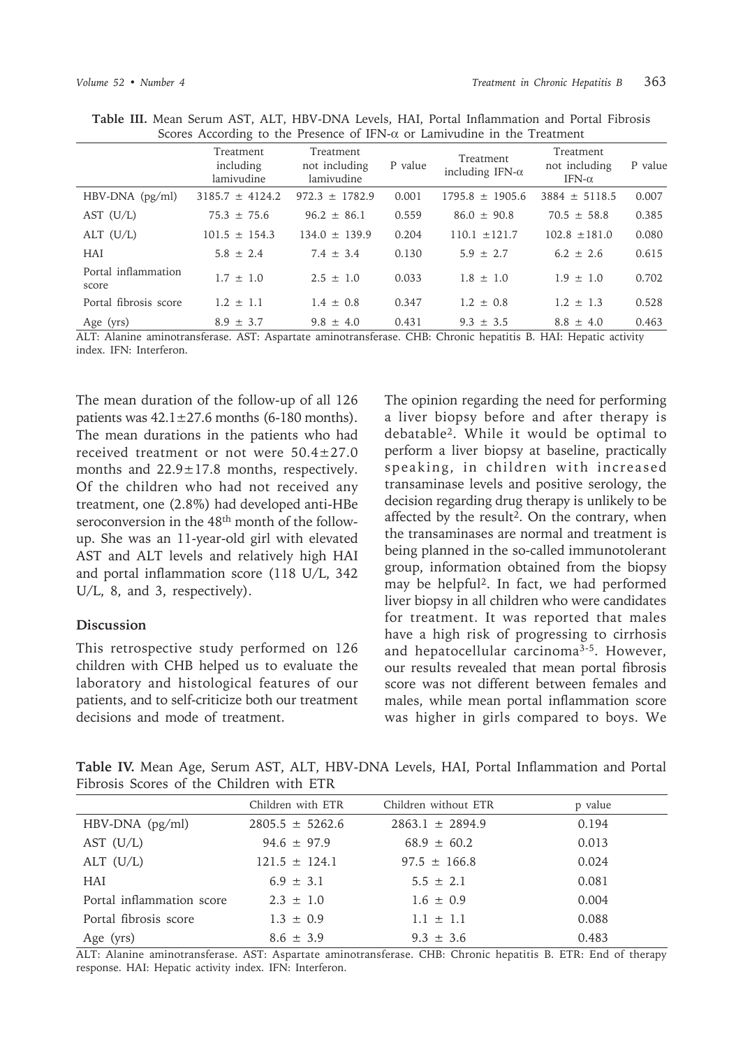**Table III.** Mean Serum AST, ALT, HBV-DNA Levels, HAI, Portal Inflammation and Portal Fibrosis Scores According to the Presence of IFN-α or Lamivudine in the Treatment

| | Treatment including lamivudine | Treatment not including lamivudine | P value | Treatment including IFN-α | Treatment not including IFN-α | P value |
|---|---|---|---|---|---|---|
| HBV-DNA (pg/ml) | 3185.7 ± 4124.2 | 972.3 ± 1782.9 | 0.001 | 1795.8 ± 1905.6 | 3884 ± 5118.5 | 0.007 |
| AST (U/L) | 75.3 ± 75.6 | 96.2 ± 86.1 | 0.559 | 86.0 ± 90.8 | 70.5 ± 58.8 | 0.385 |
| ALT (U/L) | 101.5 ± 154.3 | 134.0 ± 139.9 | 0.204 | 110.1 ±121.7 | 102.8 ±181.0 | 0.080 |
| HAI | 5.8 ± 2.4 | 7.4 ± 3.4 | 0.130 | 5.9 ± 2.7 | 6.2 ± 2.6 | 0.615 |
| Portal inflammation score | 1.7 ± 1.0 | 2.5 ± 1.0 | 0.033 | 1.8 ± 1.0 | 1.9 ± 1.0 | 0.702 |
| Portal fibrosis score | 1.2 ± 1.1 | 1.4 ± 0.8 | 0.347 | 1.2 ± 0.8 | 1.2 ± 1.3 | 0.528 |
| Age (yrs) | 8.9 ± 3.7 | 9.8 ± 4.0 | 0.431 | 9.3 ± 3.5 | 8.8 ± 4.0 | 0.463 |

ALT: Alanine aminotransferase. AST: Aspartate aminotransferase. CHB: Chronic hepatitis B. HAI: Hepatic activity index. IFN: Interferon.

The mean duration of the follow-up of all 126 patients was 42.1±27.6 months (6-180 months). The mean durations in the patients who had received treatment or not were 50.4±27.0 months and 22.9±17.8 months, respectively. Of the children who had not received any treatment, one (2.8%) had developed anti-HBe seroconversion in the 48th month of the follow-up. She was an 11-year-old girl with elevated AST and ALT levels and relatively high HAI and portal inflammation score (118 U/L, 342 U/L, 8, and 3, respectively).

## Discussion

This retrospective study performed on 126 children with CHB helped us to evaluate the laboratory and histological features of our patients, and to self-criticize both our treatment decisions and mode of treatment.

The opinion regarding the need for performing a liver biopsy before and after therapy is debatable[2]. While it would be optimal to perform a liver biopsy at baseline, practically speaking, in children with increased transaminase levels and positive serology, the decision regarding drug therapy is unlikely to be affected by the result[2]. On the contrary, when the transaminases are normal and treatment is being planned in the so-called immunotolerant group, information obtained from the biopsy may be helpful[2]. In fact, we had performed liver biopsy in all children who were candidates for treatment. It was reported that males have a high risk of progressing to cirrhosis and hepatocellular carcinoma[3-5]. However, our results revealed that mean portal fibrosis score was not different between females and males, while mean portal inflammation score was higher in girls compared to boys. We

**Table IV.** Mean Age, Serum AST, ALT, HBV-DNA Levels, HAI, Portal Inflammation and Portal Fibrosis Scores of the Children with ETR

| | Children with ETR | Children without ETR | p value |
|---|---|---|---|
| HBV-DNA (pg/ml) | 2805.5 ± 5262.6 | 2863.1 ± 2894.9 | 0.194 |
| AST (U/L) | 94.6 ± 97.9 | 68.9 ± 60.2 | 0.013 |
| ALT (U/L) | 121.5 ± 124.1 | 97.5 ± 166.8 | 0.024 |
| HAI | 6.9 ± 3.1 | 5.5 ± 2.1 | 0.081 |
| Portal inflammation score | 2.3 ± 1.0 | 1.6 ± 0.9 | 0.004 |
| Portal fibrosis score | 1.3 ± 0.9 | 1.1 ± 1.1 | 0.088 |
| Age (yrs) | 8.6 ± 3.9 | 9.3 ± 3.6 | 0.483 |

ALT: Alanine aminotransferase. AST: Aspartate aminotransferase. CHB: Chronic hepatitis B. ETR: End of therapy response. HAI: Hepatic activity index. IFN: Interferon.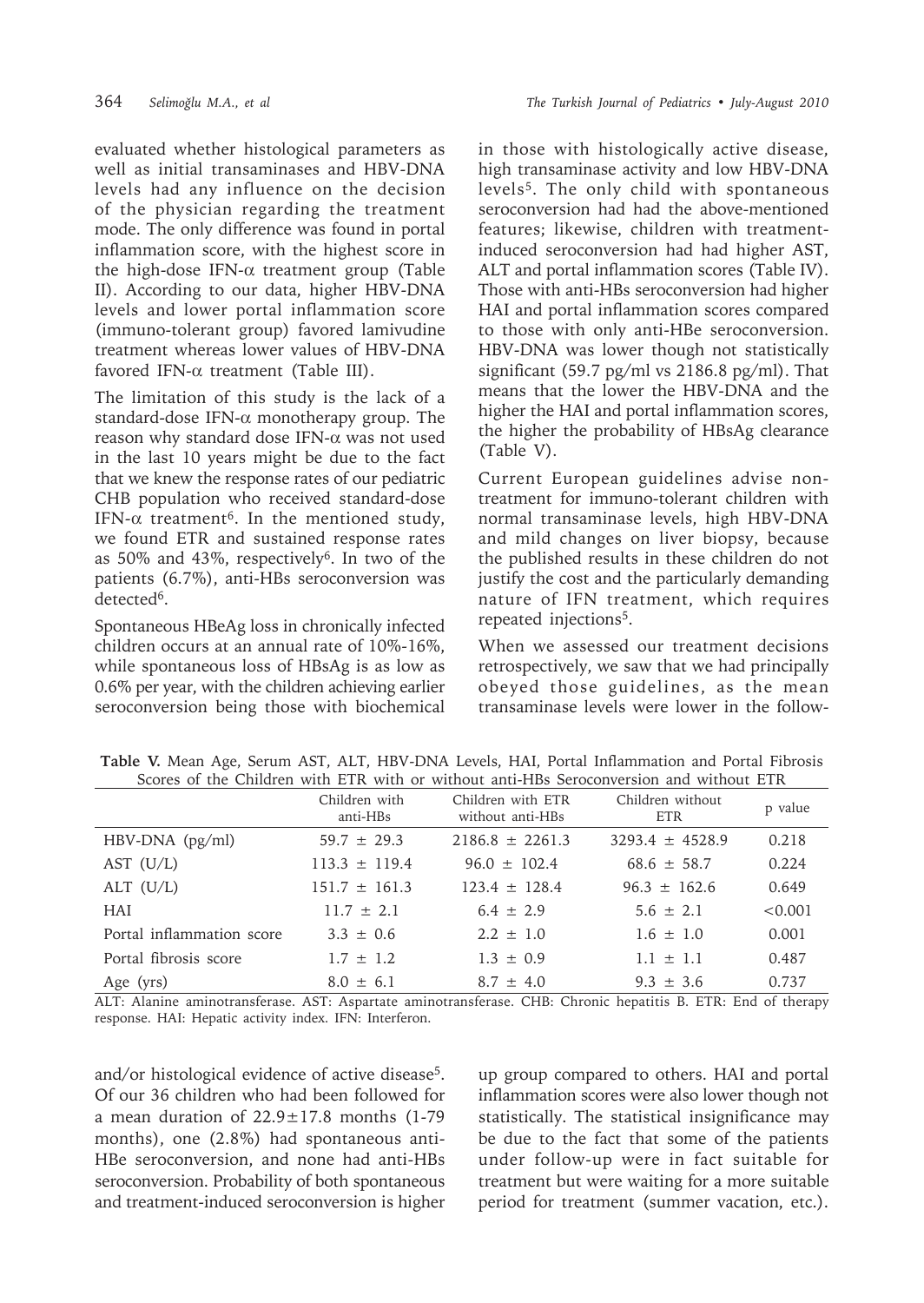evaluated whether histological parameters as well as initial transaminases and HBV-DNA levels had any influence on the decision of the physician regarding the treatment mode. The only difference was found in portal inflammation score, with the highest score in the high-dose IFN-α treatment group (Table II). According to our data, higher HBV-DNA levels and lower portal inflammation score (immuno-tolerant group) favored lamivudine treatment whereas lower values of HBV-DNA favored IFN-α treatment (Table III).

The limitation of this study is the lack of a standard-dose IFN-α monotherapy group. The reason why standard dose IFN-α was not used in the last 10 years might be due to the fact that we knew the response rates of our pediatric CHB population who received standard-dose IFN-α treatment[6]. In the mentioned study, we found ETR and sustained response rates as 50% and 43%, respectively[6]. In two of the patients (6.7%), anti-HBs seroconversion was detected[6].

Spontaneous HBeAg loss in chronically infected children occurs at an annual rate of 10%-16%, while spontaneous loss of HBsAg is as low as 0.6% per year, with the children achieving earlier seroconversion being those with biochemical and/or histological evidence of active disease[5]. Of our 36 children who had been followed for a mean duration of 22.9±17.8 months (1-79 months), one (2.8%) had spontaneous anti-HBe seroconversion, and none had anti-HBs seroconversion. Probability of both spontaneous and treatment-induced seroconversion is higher in those with histologically active disease, high transaminase activity and low HBV-DNA levels[5]. The only child with spontaneous seroconversion had had the above-mentioned features; likewise, children with treatment-induced seroconversion had had higher AST, ALT and portal inflammation scores (Table IV). Those with anti-HBs seroconversion had higher HAI and portal inflammation scores compared to those with only anti-HBe seroconversion. HBV-DNA was lower though not statistically significant (59.7 pg/ml vs 2186.8 pg/ml). That means that the lower the HBV-DNA and the higher the HAI and portal inflammation scores, the higher the probability of HBsAg clearance (Table V).

Current European guidelines advise non-treatment for immuno-tolerant children with normal transaminase levels, high HBV-DNA and mild changes on liver biopsy, because the published results in these children do not justify the cost and the particularly demanding nature of IFN treatment, which requires repeated injections[5].

When we assessed our treatment decisions retrospectively, we saw that we had principally obeyed those guidelines, as the mean transaminase levels were lower in the follow-up group compared to others. HAI and portal inflammation scores were also lower though not statistically. The statistical insignificance may be due to the fact that some of the patients under follow-up were in fact suitable for treatment but were waiting for a more suitable period for treatment (summer vacation, etc.).

**Table V.** Mean Age, Serum AST, ALT, HBV-DNA Levels, HAI, Portal Inflammation and Portal Fibrosis Scores of the Children with ETR with or without anti-HBs Seroconversion and without ETR

| | Children with anti-HBs | Children with ETR without anti-HBs | Children without ETR | p value |
|---|---|---|---|---|
| HBV-DNA (pg/ml) | 59.7 ± 29.3 | 2186.8 ± 2261.3 | 3293.4 ± 4528.9 | 0.218 |
| AST (U/L) | 113.3 ± 119.4 | 96.0 ± 102.4 | 68.6 ± 58.7 | 0.224 |
| ALT (U/L) | 151.7 ± 161.3 | 123.4 ± 128.4 | 96.3 ± 162.6 | 0.649 |
| HAI | 11.7 ± 2.1 | 6.4 ± 2.9 | 5.6 ± 2.1 | <0.001 |
| Portal inflammation score | 3.3 ± 0.6 | 2.2 ± 1.0 | 1.6 ± 1.0 | 0.001 |
| Portal fibrosis score | 1.7 ± 1.2 | 1.3 ± 0.9 | 1.1 ± 1.1 | 0.487 |
| Age (yrs) | 8.0 ± 6.1 | 8.7 ± 4.0 | 9.3 ± 3.6 | 0.737 |

ALT: Alanine aminotransferase. AST: Aspartate aminotransferase. CHB: Chronic hepatitis B. ETR: End of therapy response. HAI: Hepatic activity index. IFN: Interferon.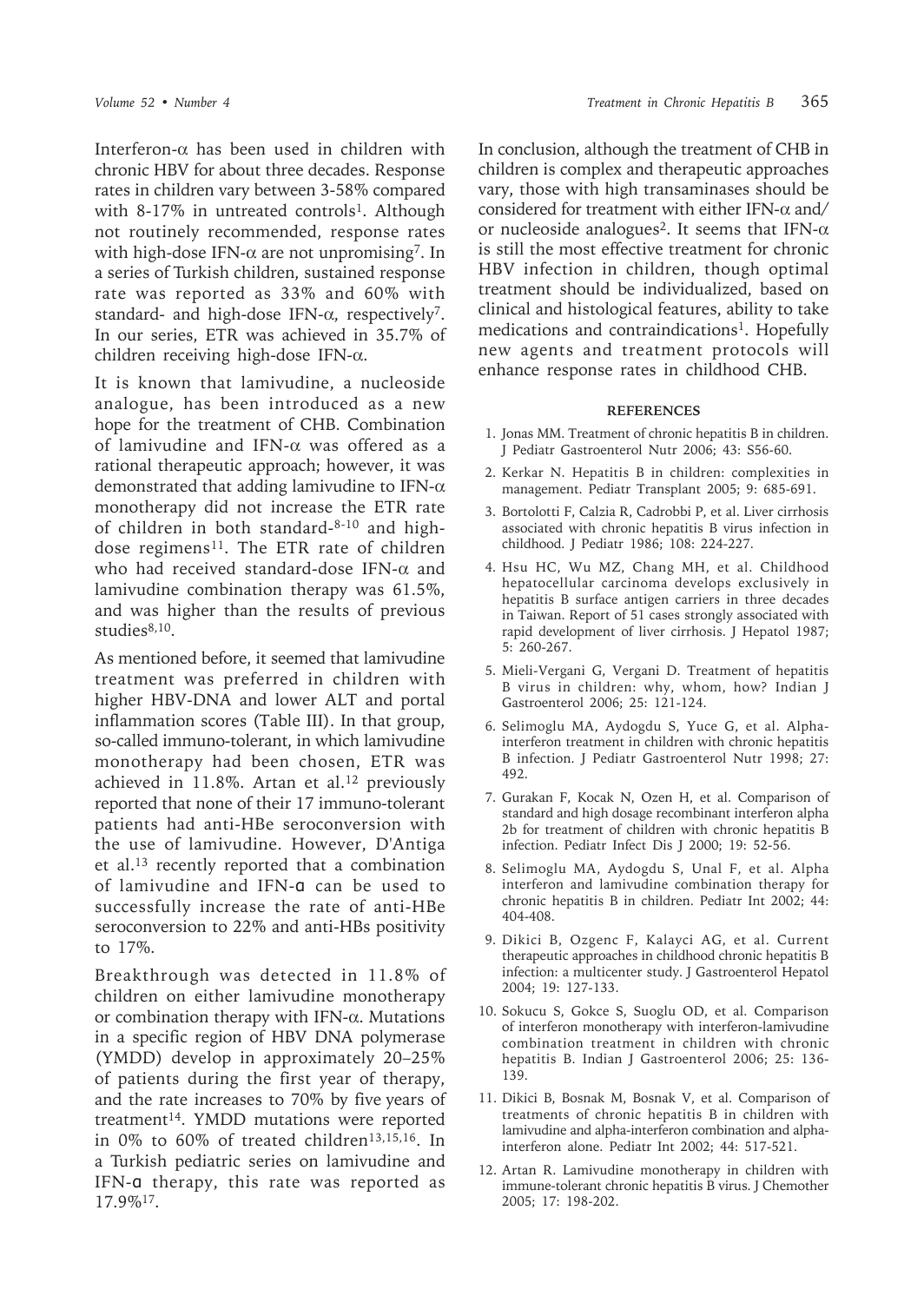Interferon-α has been used in children with chronic HBV for about three decades. Response rates in children vary between 3-58% compared with 8-17% in untreated controls[1]. Although not routinely recommended, response rates with high-dose IFN-α are not unpromising[7]. In a series of Turkish children, sustained response rate was reported as 33% and 60% with standard- and high-dose IFN-α, respectively[7]. In our series, ETR was achieved in 35.7% of children receiving high-dose IFN-α.

It is known that lamivudine, a nucleoside analogue, has been introduced as a new hope for the treatment of CHB. Combination of lamivudine and IFN-α was offered as a rational therapeutic approach; however, it was demonstrated that adding lamivudine to IFN-α monotherapy did not increase the ETR rate of children in both standard-[8-10] and high-dose regimens[11]. The ETR rate of children who had received standard-dose IFN-α and lamivudine combination therapy was 61.5%, and was higher than the results of previous studies[8,10].

As mentioned before, it seemed that lamivudine treatment was preferred in children with higher HBV-DNA and lower ALT and portal inflammation scores (Table III). In that group, so-called immuno-tolerant, in which lamivudine monotherapy had been chosen, ETR was achieved in 11.8%. Artan et al.[12] previously reported that none of their 17 immuno-tolerant patients had anti-HBe seroconversion with the use of lamivudine. However, D'Antiga et al.[13] recently reported that a combination of lamivudine and IFN-ɑ can be used to successfully increase the rate of anti-HBe seroconversion to 22% and anti-HBs positivity to 17%.

Breakthrough was detected in 11.8% of children on either lamivudine monotherapy or combination therapy with IFN-α. Mutations in a specific region of HBV DNA polymerase (YMDD) develop in approximately 20–25% of patients during the first year of therapy, and the rate increases to 70% by five years of treatment[14]. YMDD mutations were reported in 0% to 60% of treated children[13,15,16]. In a Turkish pediatric series on lamivudine and IFN-ɑ therapy, this rate was reported as 17.9%[17].

In conclusion, although the treatment of CHB in children is complex and therapeutic approaches vary, those with high transaminases should be considered for treatment with either IFN-α and/or nucleoside analogues[2]. It seems that IFN-α is still the most effective treatment for chronic HBV infection in children, though optimal treatment should be individualized, based on clinical and histological features, ability to take medications and contraindications[1]. Hopefully new agents and treatment protocols will enhance response rates in childhood CHB.

## REFERENCES

1. Jonas MM. Treatment of chronic hepatitis B in children. J Pediatr Gastroenterol Nutr 2006; 43: S56-60.
2. Kerkar N. Hepatitis B in children: complexities in management. Pediatr Transplant 2005; 9: 685-691.
3. Bortolotti F, Calzia R, Cadrobbi P, et al. Liver cirrhosis associated with chronic hepatitis B virus infection in childhood. J Pediatr 1986; 108: 224-227.
4. Hsu HC, Wu MZ, Chang MH, et al. Childhood hepatocellular carcinoma develops exclusively in hepatitis B surface antigen carriers in three decades in Taiwan. Report of 51 cases strongly associated with rapid development of liver cirrhosis. J Hepatol 1987; 5: 260-267.
5. Mieli-Vergani G, Vergani D. Treatment of hepatitis B virus in children: why, whom, how? Indian J Gastroenterol 2006; 25: 121-124.
6. Selimoglu MA, Aydogdu S, Yuce G, et al. Alpha-interferon treatment in children with chronic hepatitis B infection. J Pediatr Gastroenterol Nutr 1998; 27: 492.
7. Gurakan F, Kocak N, Ozen H, et al. Comparison of standard and high dosage recombinant interferon alpha 2b for treatment of children with chronic hepatitis B infection. Pediatr Infect Dis J 2000; 19: 52-56.
8. Selimoglu MA, Aydogdu S, Unal F, et al. Alpha interferon and lamivudine combination therapy for chronic hepatitis B in children. Pediatr Int 2002; 44: 404-408.
9. Dikici B, Ozgenc F, Kalayci AG, et al. Current therapeutic approaches in childhood chronic hepatitis B infection: a multicenter study. J Gastroenterol Hepatol 2004; 19: 127-133.
10. Sokucu S, Gokce S, Suoglu OD, et al. Comparison of interferon monotherapy with interferon-lamivudine combination treatment in children with chronic hepatitis B. Indian J Gastroenterol 2006; 25: 136-139.
11. Dikici B, Bosnak M, Bosnak V, et al. Comparison of treatments of chronic hepatitis B in children with lamivudine and alpha-interferon combination and alpha-interferon alone. Pediatr Int 2002; 44: 517-521.
12. Artan R. Lamivudine monotherapy in children with immune-tolerant chronic hepatitis B virus. J Chemother 2005; 17: 198-202.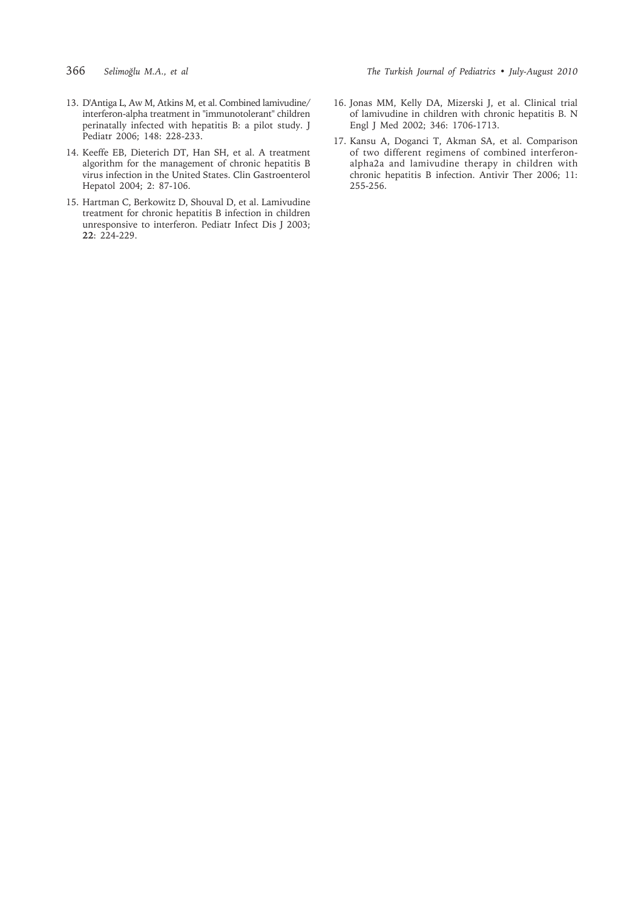13. D'Antiga L, Aw M, Atkins M, et al. Combined lamivudine/interferon-alpha treatment in "immunotolerant" children perinatally infected with hepatitis B: a pilot study. J Pediatr 2006; 148: 228-233.

14. Keeffe EB, Dieterich DT, Han SH, et al. A treatment algorithm for the management of chronic hepatitis B virus infection in the United States. Clin Gastroenterol Hepatol 2004; 2: 87-106.

15. Hartman C, Berkowitz D, Shouval D, et al. Lamivudine treatment for chronic hepatitis B infection in children unresponsive to interferon. Pediatr Infect Dis J 2003; **22**: 224-229.

16. Jonas MM, Kelly DA, Mizerski J, et al. Clinical trial of lamivudine in children with chronic hepatitis B. N Engl J Med 2002; 346: 1706-1713.

17. Kansu A, Doganci T, Akman SA, et al. Comparison of two different regimens of combined interferon-alpha2a and lamivudine therapy in children with chronic hepatitis B infection. Antivir Ther 2006; 11: 255-256.